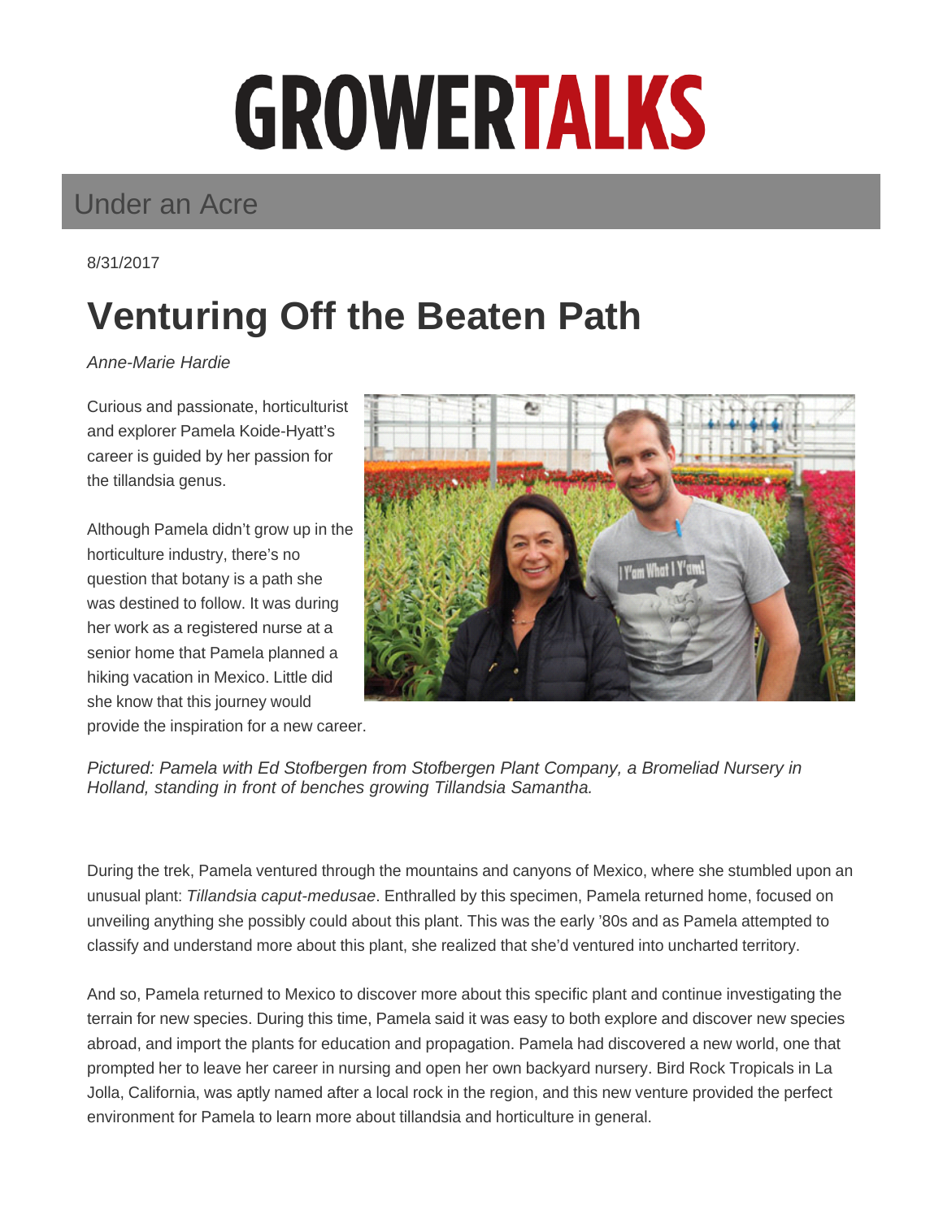# GROWERTALKS

## Under an Acre

8/31/2017

# Venturing Off the Beaten Path

*Anne-Marie Hardie*

Curious and passionate, horticulturist and explorer Pamela Koide-Hyatt's career is guided by her passion for the tillandsia genus.

Although Pamela didn't grow up in the horticulture industry, there's no question that botany is a path she was destined to follow. It was during her work as a registered nurse at a senior home that Pamela planned a hiking vacation in Mexico. Little did she know that this journey would provide the inspiration for a new career.

*Pictured: Pamela with Ed Stofbergen from Stofbergen Plant Company, a Bromeliad Nursery in Holland, standing in front of benches growing Tillandsia Samantha.*

During the trek, Pamela ventured through the mountains and canyons of Mexico, where she stumbled upon an unusual plant: *Tillandsia caput-medusae*. Enthralled by this specimen, Pamela returned home, focused on unveiling anything she possibly could about this plant. This was the early '80s and as Pamela attempted to classify and understand more about this plant, she realized that she'd ventured into uncharted territory.

And so, Pamela returned to Mexico to discover more about this specific plant and continue investigating the terrain for new species. During this time, Pamela said it was easy to both explore and discover new species abroad, and import the plants for education and propagation. Pamela had discovered a new world, one that prompted her to leave her career in nursing and open her own backyard nursery. Bird Rock Tropicals in La Jolla, California, was aptly named after a local rock in the region, and this new venture provided the perfect environment for Pamela to learn more about tillandsia and horticulture in general.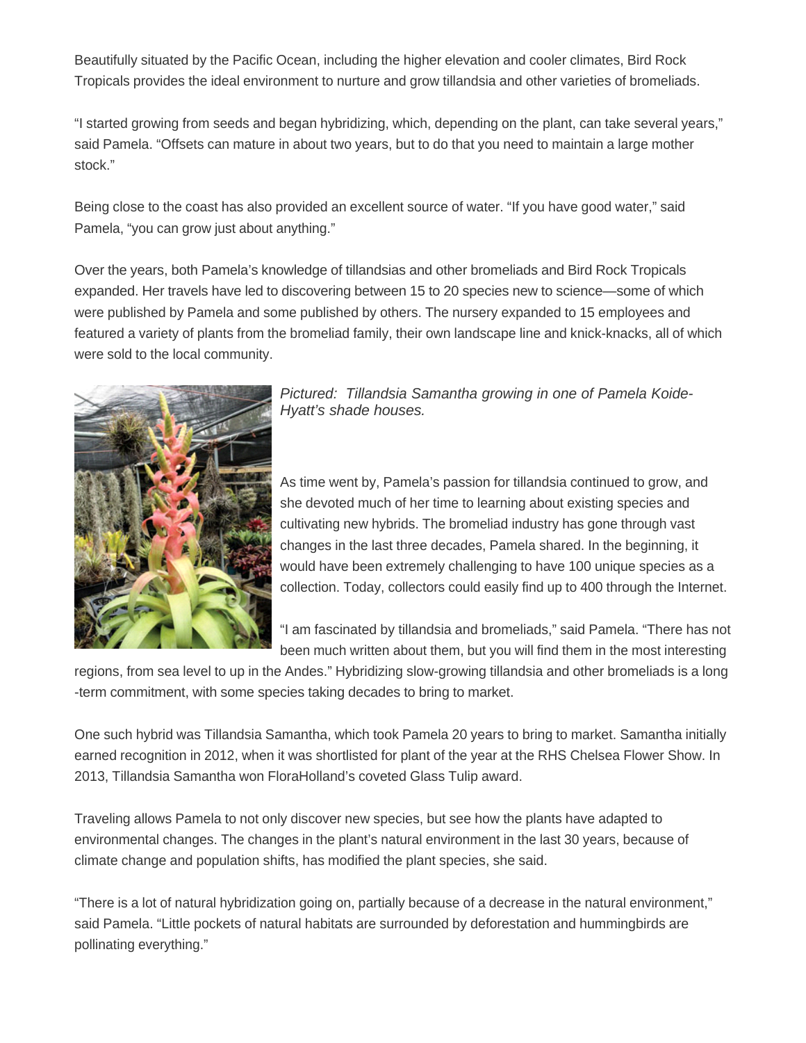Beautifully situated by the Pacific Ocean, including the higher elevation and cooler climates, Bird Rock Tropicals provides the ideal environment to nurture and grow tillandsia and other varieties of bromeliads.

"I started growing from seeds and began hybridizing, which, depending on the plant, can take several years," said Pamela. "Offsets can mature in about two years, but to do that you need to maintain a large mother stock."

Being close to the coast has also provided an excellent source of water. "If you have good water," said Pamela, "you can grow just about anything."

Over the years, both Pamela's knowledge of tillandsias and other bromeliads and Bird Rock Tropicals expanded. Her travels have led to discovering between 15 to 20 species new to science—some of which were published by Pamela and some published by others. The nursery expanded to 15 employees and featured a variety of plants from the bromeliad family, their own landscape line and knick-knacks, all of which were sold to the local community.

*Pictured: Tillandsia Samantha growing in one of Pamela Koide-Hyatt's shade houses.*

As time went by, Pamela's passion for tillandsia continued to grow, and she devoted much of her time to learning about existing species and cultivating new hybrids. The bromeliad industry has gone through vast changes in the last three decades, Pamela shared. In the beginning, it would have been extremely challenging to have 100 unique species as a collection. Today, collectors could easily find up to 400 through the Internet.

"I am fascinated by tillandsia and bromeliads," said Pamela. "There has not been much written about them, but you will find them in the most interesting regions, from sea level to up in the Andes." Hybridizing slow-growing tillandsia and other bromeliads is a long-term commitment, with some species taking decades to bring to market.

One such hybrid was Tillandsia Samantha, which took Pamela 20 years to bring to market. Samantha initially earned recognition in 2012, when it was shortlisted for plant of the year at the RHS Chelsea Flower Show. In 2013, Tillandsia Samantha won FloraHolland's coveted Glass Tulip award.

Traveling allows Pamela to not only discover new species, but see how the plants have adapted to environmental changes. The changes in the plant's natural environment in the last 30 years, because of climate change and population shifts, has modified the plant species, she said.

"There is a lot of natural hybridization going on, partially because of a decrease in the natural environment," said Pamela. "Little pockets of natural habitats are surrounded by deforestation and hummingbirds are pollinating everything."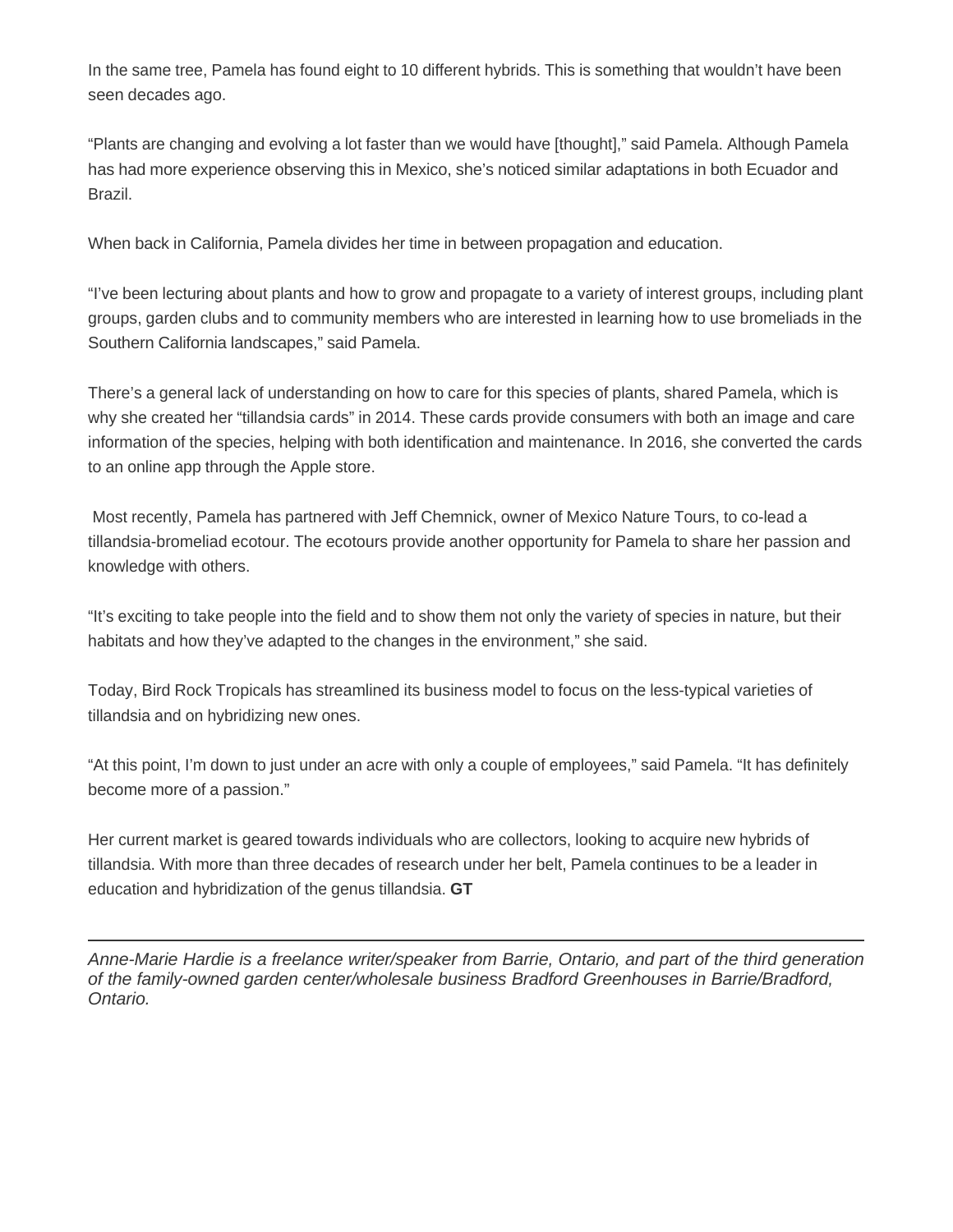In the same tree, Pamela has found eight to 10 different hybrids. This is something that wouldn't have been seen decades ago.

"Plants are changing and evolving a lot faster than we would have [thought]," said Pamela. Although Pamela has had more experience observing this in Mexico, she's noticed similar adaptations in both Ecuador and Brazil.

When back in California, Pamela divides her time in between propagation and education.

"I've been lecturing about plants and how to grow and propagate to a variety of interest groups, including plant groups, garden clubs and to community members who are interested in learning how to use bromeliads in the Southern California landscapes," said Pamela.

There's a general lack of understanding on how to care for this species of plants, shared Pamela, which is why she created her "tillandsia cards" in 2014. These cards provide consumers with both an image and care information of the species, helping with both identification and maintenance. In 2016, she converted the cards to an online app through the Apple store.

Most recently, Pamela has partnered with Jeff Chemnick, owner of Mexico Nature Tours, to co-lead a tillandsia-bromeliad ecotour. The ecotours provide another opportunity for Pamela to share her passion and knowledge with others.

"It's exciting to take people into the field and to show them not only the variety of species in nature, but their habitats and how they've adapted to the changes in the environment," she said.

Today, Bird Rock Tropicals has streamlined its business model to focus on the less-typical varieties of tillandsia and on hybridizing new ones.

"At this point, I'm down to just under an acre with only a couple of employees," said Pamela. "It has definitely become more of a passion."

Her current market is geared towards individuals who are collectors, looking to acquire new hybrids of tillandsia. With more than three decades of research under her belt, Pamela continues to be a leader in education and hybridization of the genus tillandsia. **GT**

---

*Anne-Marie Hardie is a freelance writer/speaker from Barrie, Ontario, and part of the third generation of the family-owned garden center/wholesale business Bradford Greenhouses in Barrie/Bradford, Ontario.*